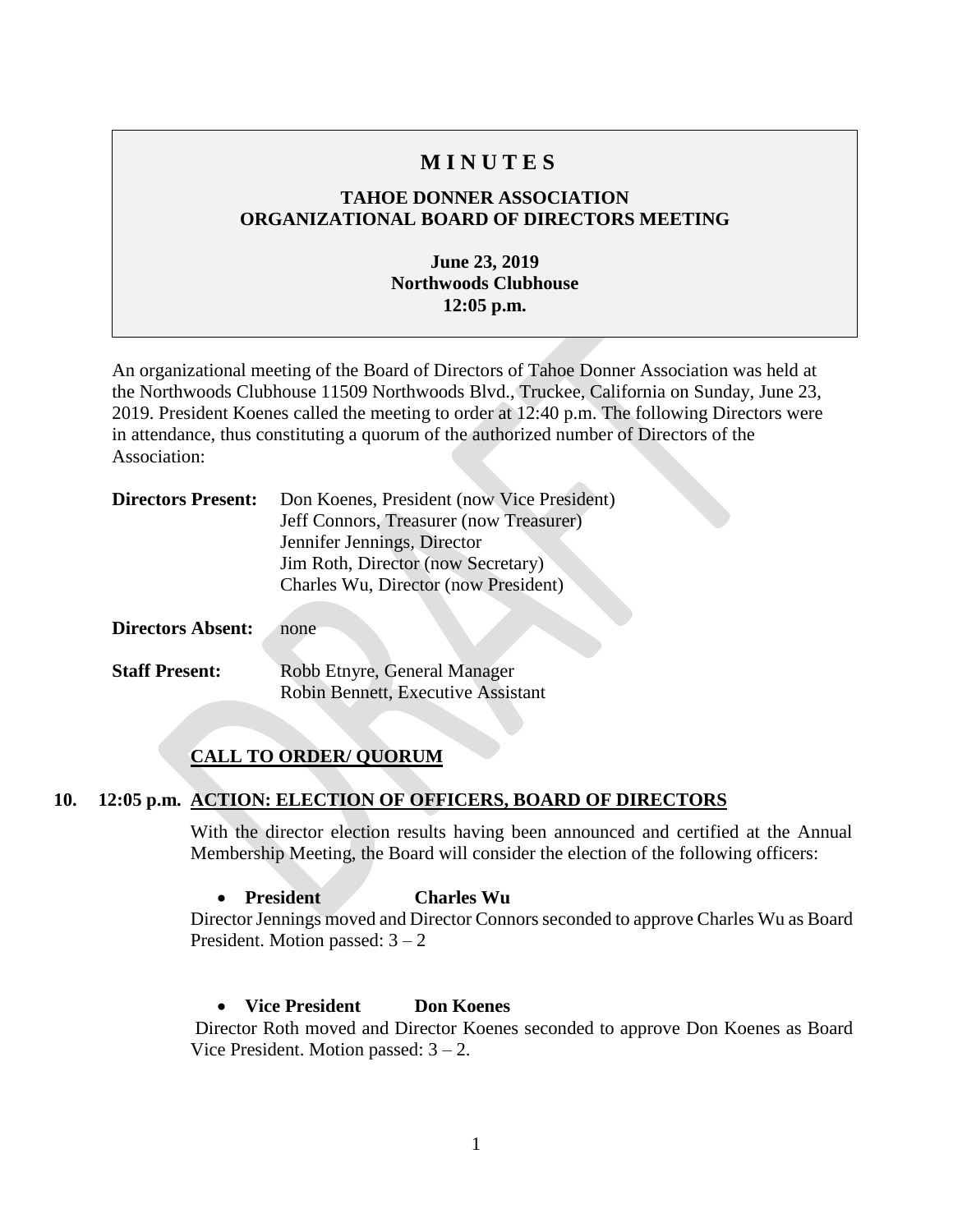# MINUTES

## TAHOE DONNER ASSOCIATION
## ORGANIZATIONAL BOARD OF DIRECTORS MEETING

**June 23, 2019**
**Northwoods Clubhouse**
**12:05 p.m.**

An organizational meeting of the Board of Directors of Tahoe Donner Association was held at the Northwoods Clubhouse 11509 Northwoods Blvd., Truckee, California on Sunday, June 23, 2019. President Koenes called the meeting to order at 12:40 p.m. The following Directors were in attendance, thus constituting a quorum of the authorized number of Directors of the Association:

**Directors Present:** Don Koenes, President (now Vice President)
Jeff Connors, Treasurer (now Treasurer)
Jennifer Jennings, Director
Jim Roth, Director (now Secretary)
Charles Wu, Director (now President)

**Directors Absent:** none

**Staff Present:** Robb Etnyre, General Manager
Robin Bennett, Executive Assistant

**CALL TO ORDER/ QUORUM**

**10. 12:05 p.m. ACTION: ELECTION OF OFFICERS, BOARD OF DIRECTORS**

With the director election results having been announced and certified at the Annual Membership Meeting, the Board will consider the election of the following officers:

- **President Charles Wu**

Director Jennings moved and Director Connors seconded to approve Charles Wu as Board President. Motion passed: 3 – 2

- **Vice President Don Koenes**

Director Roth moved and Director Koenes seconded to approve Don Koenes as Board Vice President. Motion passed: 3 – 2.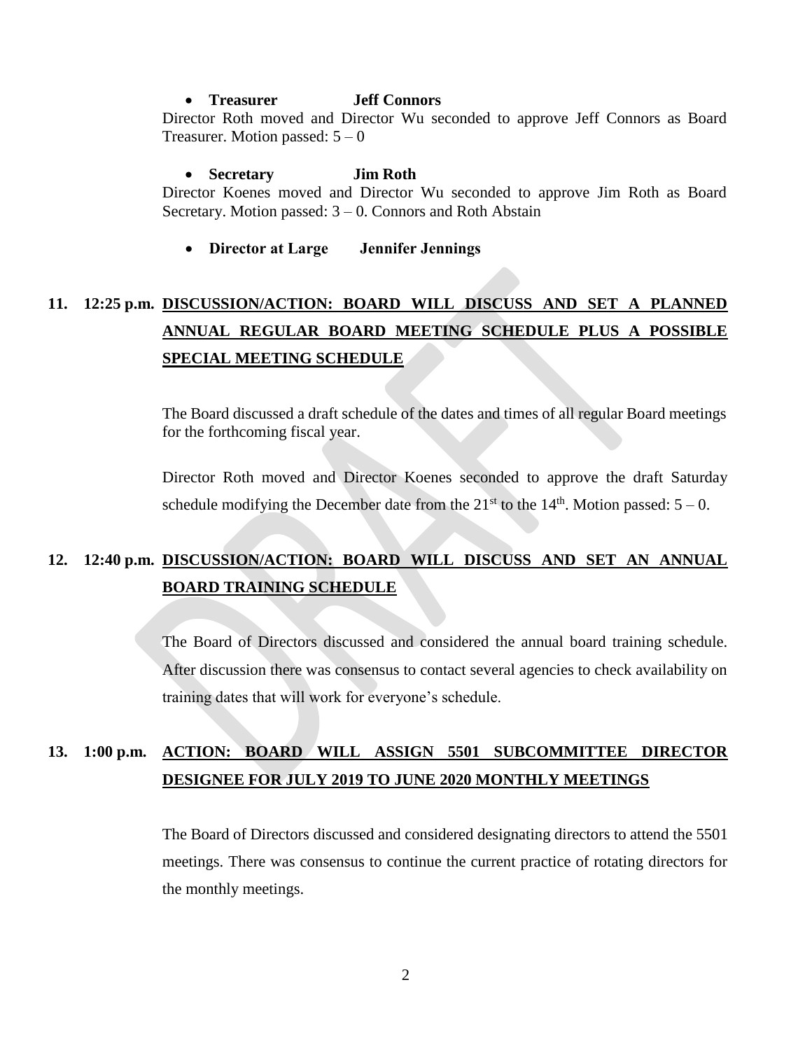- **Treasurer Jeff Connors**

Director Roth moved and Director Wu seconded to approve Jeff Connors as Board Treasurer. Motion passed: 5 – 0

- **Secretary Jim Roth**

Director Koenes moved and Director Wu seconded to approve Jim Roth as Board Secretary. Motion passed: 3 – 0. Connors and Roth Abstain

- **Director at Large Jennifer Jennings**

**11. 12:25 p.m. DISCUSSION/ACTION: BOARD WILL DISCUSS AND SET A PLANNED ANNUAL REGULAR BOARD MEETING SCHEDULE PLUS A POSSIBLE SPECIAL MEETING SCHEDULE**

The Board discussed a draft schedule of the dates and times of all regular Board meetings for the forthcoming fiscal year.

Director Roth moved and Director Koenes seconded to approve the draft Saturday schedule modifying the December date from the 21st to the 14th. Motion passed: 5 – 0.

**12. 12:40 p.m. DISCUSSION/ACTION: BOARD WILL DISCUSS AND SET AN ANNUAL BOARD TRAINING SCHEDULE**

The Board of Directors discussed and considered the annual board training schedule. After discussion there was consensus to contact several agencies to check availability on training dates that will work for everyone's schedule.

**13. 1:00 p.m. ACTION: BOARD WILL ASSIGN 5501 SUBCOMMITTEE DIRECTOR DESIGNEE FOR JULY 2019 TO JUNE 2020 MONTHLY MEETINGS**

The Board of Directors discussed and considered designating directors to attend the 5501 meetings. There was consensus to continue the current practice of rotating directors for the monthly meetings.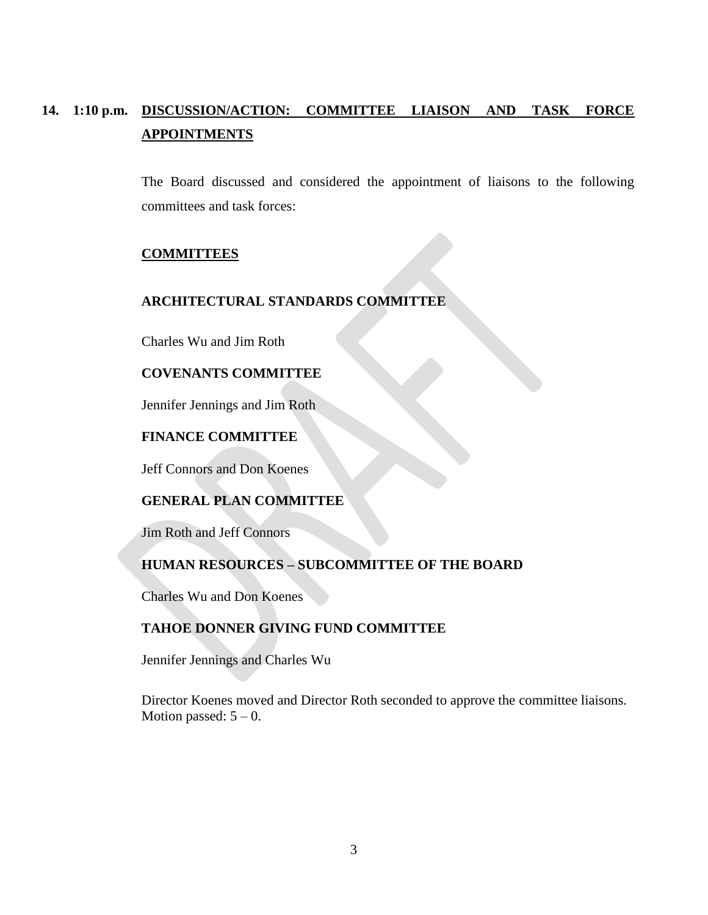**14. 1:10 p.m. <u>DISCUSSION/ACTION: COMMITTEE LIAISON AND TASK FORCE APPOINTMENTS</u>**

The Board discussed and considered the appointment of liaisons to the following committees and task forces:

**<u>COMMITTEES</u>**

**ARCHITECTURAL STANDARDS COMMITTEE**

Charles Wu and Jim Roth

**COVENANTS COMMITTEE**

Jennifer Jennings and Jim Roth

**FINANCE COMMITTEE**

Jeff Connors and Don Koenes

**GENERAL PLAN COMMITTEE**

Jim Roth and Jeff Connors

**HUMAN RESOURCES – SUBCOMMITTEE OF THE BOARD**

Charles Wu and Don Koenes

**TAHOE DONNER GIVING FUND COMMITTEE**

Jennifer Jennings and Charles Wu

Director Koenes moved and Director Roth seconded to approve the committee liaisons. Motion passed: 5 – 0.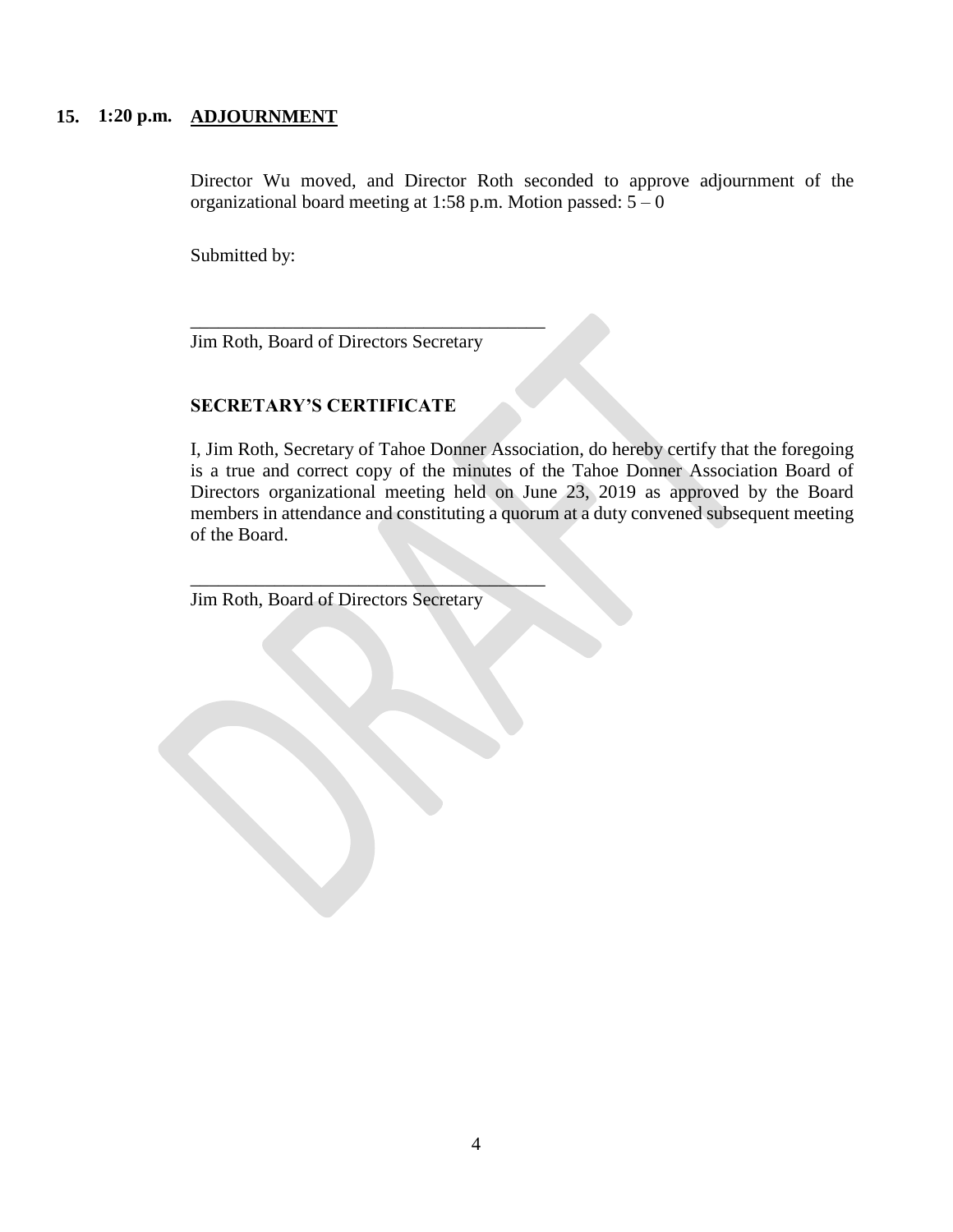**15. 1:20 p.m. ADJOURNMENT**

Director Wu moved, and Director Roth seconded to approve adjournment of the organizational board meeting at 1:58 p.m. Motion passed: 5 – 0

Submitted by:

\_\_\_\_\_\_\_\_\_\_\_\_\_\_\_\_\_\_\_\_\_\_\_\_\_\_\_\_\_\_\_\_\_\_\_\_\_\_\_

Jim Roth, Board of Directors Secretary

### SECRETARY'S CERTIFICATE

I, Jim Roth, Secretary of Tahoe Donner Association, do hereby certify that the foregoing is a true and correct copy of the minutes of the Tahoe Donner Association Board of Directors organizational meeting held on June 23, 2019 as approved by the Board members in attendance and constituting a quorum at a duty convened subsequent meeting of the Board.

\_\_\_\_\_\_\_\_\_\_\_\_\_\_\_\_\_\_\_\_\_\_\_\_\_\_\_\_\_\_\_\_\_\_\_\_\_\_\_

Jim Roth, Board of Directors Secretary

DRAFT